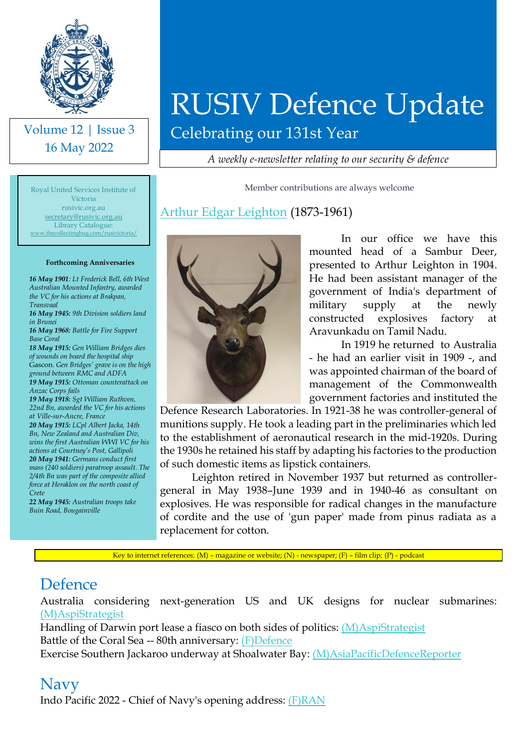# RUSIV Defence Update

## Celebrating our 131st Year

Volume 12 | Issue 3
16 May 2022

*A weekly e-newsletter relating to our security & defence*

Royal United Services Institute of Victoria
rusivic.org.au
secretary@rusivic.org.au
Library Catalogue:
www.thecollectingbug.com/rusivictoria/

**Forthcoming Anniversaries**

***16 May 1901****: Lt Frederick Bell, 6th West Australian Mounted Infantry, awarded the VC for his actions at Brakpan, Transvaal*
***16 May 1945:*** *9th Division soldiers land in Brunei*
***16 May 1968:*** *Battle for Fire Support Base Coral*
***18 May 1915:*** *Gen William Bridges dies of wounds on board the hospital ship* Gascon. *Gen Bridges' grave is on the high ground between RMC and ADFA*
***19 May 1915:*** *Ottoman counterattack on Anzac Corps fails*
***19 May 1918:*** *Sgt William Ruthven, 22nd Bn, awarded the VC for his actions at Ville-sur-Ancre, France*
***20 May 1915:*** *LCpl Albert Jacka, 14th Bn, New Zealand and Australian Div, wins the first Australian WWI VC for his actions at Courtney's Post, Gallipoli*
***20 May 1941:*** *Germans conduct first mass (240 soldiers) paratroop assault. The 2/4th Bn was part of the composite allied force at Heraklon on the north coast of Crete*
***22 May 1945:*** *Australian troops take Buin Road, Bougainville*

Member contributions are always welcome

## Arthur Edgar Leighton (1873-1961)

In our office we have this mounted head of a Sambur Deer, presented to Arthur Leighton in 1904. He had been assistant manager of the government of India's department of military supply at the newly constructed explosives factory at Aravunkadu on Tamil Nadu.

In 1919 he returned to Australia - he had an earlier visit in 1909 -, and was appointed chairman of the board of management of the Commonwealth government factories and instituted the Defence Research Laboratories. In 1921-38 he was controller-general of munitions supply. He took a leading part in the preliminaries which led to the establishment of aeronautical research in the mid-1920s. During the 1930s he retained his staff by adapting his factories to the production of such domestic items as lipstick containers.

Leighton retired in November 1937 but returned as controller-general in May 1938–June 1939 and in 1940-46 as consultant on explosives. He was responsible for radical changes in the manufacture of cordite and the use of 'gun paper' made from pinus radiata as a replacement for cotton.

Key to internet references: (M) – magazine or website; (N) - newspaper; (F) – film clip; (P) - podcast

## Defence

Australia considering next-generation US and UK designs for nuclear submarines: (M)AspiStrategist
Handling of Darwin port lease a fiasco on both sides of politics: (M)AspiStrategist
Battle of the Coral Sea -- 80th anniversary: (F)Defence
Exercise Southern Jackaroo underway at Shoalwater Bay: (M)AsiaPacificDefenceReporter

## Navy

Indo Pacific 2022 - Chief of Navy's opening address: (F)RAN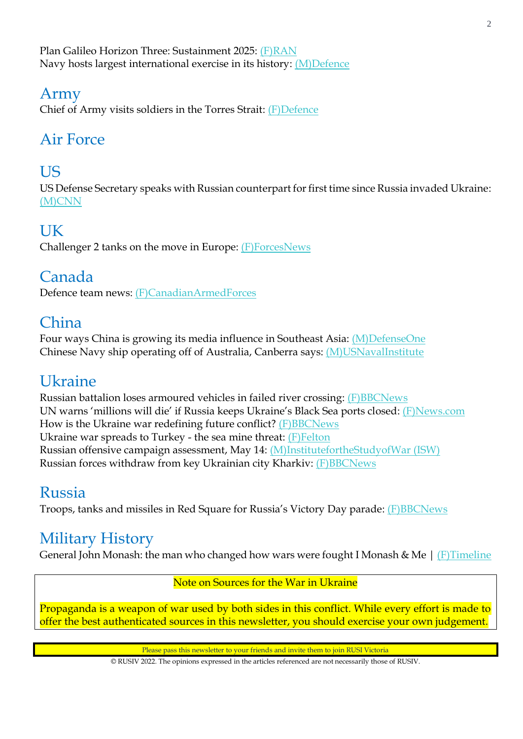Plan Galileo Horizon Three: Sustainment 2025: (F)RAN
Navy hosts largest international exercise in its history: (M)Defence

## Army

Chief of Army visits soldiers in the Torres Strait: (F)Defence

## Air Force

## US

US Defense Secretary speaks with Russian counterpart for first time since Russia invaded Ukraine: (M)CNN

## UK

Challenger 2 tanks on the move in Europe: (F)ForcesNews

## Canada

Defence team news: (F)CanadianArmedForces

## China

Four ways China is growing its media influence in Southeast Asia: (M)DefenseOne
Chinese Navy ship operating off of Australia, Canberra says: (M)USNavalInstitute

## Ukraine

Russian battalion loses armoured vehicles in failed river crossing: (F)BBCNews
UN warns 'millions will die' if Russia keeps Ukraine's Black Sea ports closed: (F)News.com
How is the Ukraine war redefining future conflict? (F)BBCNews
Ukraine war spreads to Turkey - the sea mine threat: (F)Felton
Russian offensive campaign assessment, May 14: (M)InstitutefortheStudyofWar (ISW)
Russian forces withdraw from key Ukrainian city Kharkiv: (F)BBCNews

## Russia

Troops, tanks and missiles in Red Square for Russia's Victory Day parade: (F)BBCNews

## Military History

General John Monash: the man who changed how wars were fought I Monash & Me | (F)Timeline

---

Note on Sources for the War in Ukraine

Propaganda is a weapon of war used by both sides in this conflict. While every effort is made to offer the best authenticated sources in this newsletter, you should exercise your own judgement.

---

Please pass this newsletter to your friends and invite them to join RUSI Victoria

© RUSIV 2022. The opinions expressed in the articles referenced are not necessarily those of RUSIV.